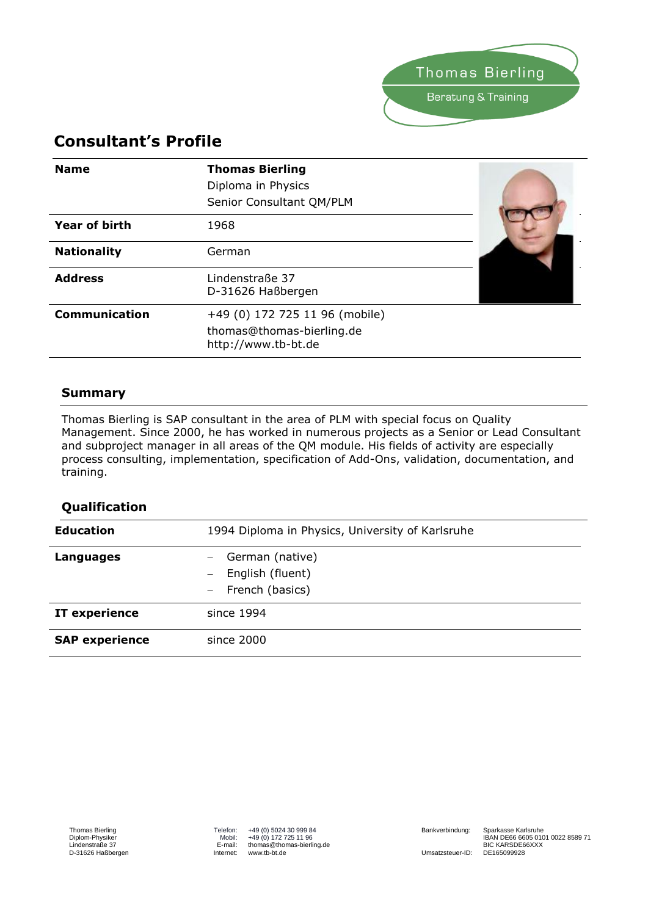Thomas Bierling
Beratung & Training

# Consultant's Profile

| | |
|---|---|
| **Name** | **Thomas Bierling**<br>Diploma in Physics<br>Senior Consultant QM/PLM |
| **Year of birth** | 1968 |
| **Nationality** | German |
| **Address** | Lindenstraße 37<br>D-31626 Haßbergen |
| **Communication** | +49 (0) 172 725 11 96 (mobile)<br>thomas@thomas-bierling.de<br>http://www.tb-bt.de |

## Summary

Thomas Bierling is SAP consultant in the area of PLM with special focus on Quality Management. Since 2000, he has worked in numerous projects as a Senior or Lead Consultant and subproject manager in all areas of the QM module. His fields of activity are especially process consulting, implementation, specification of Add-Ons, validation, documentation, and training.

## Qualification

| | |
|---|---|
| **Education** | 1994 Diploma in Physics, University of Karlsruhe |
| **Languages** | – German (native)<br>– English (fluent)<br>– French (basics) |
| **IT experience** | since 1994 |
| **SAP experience** | since 2000 |

Thomas Bierling
Diplom-Physiker
Lindenstraße 37
D-31626 Haßbergen

Telefon: +49 (0) 5024 30 999 84
Mobil: +49 (0) 172 725 11 96
E-mail: thomas@thomas-bierling.de
Internet: www.tb-bt.de

Bankverbindung: Sparkasse Karlsruhe
IBAN DE66 6605 0101 0022 8589 71
BIC KARSDE66XXX
Umsatzsteuer-ID: DE165099928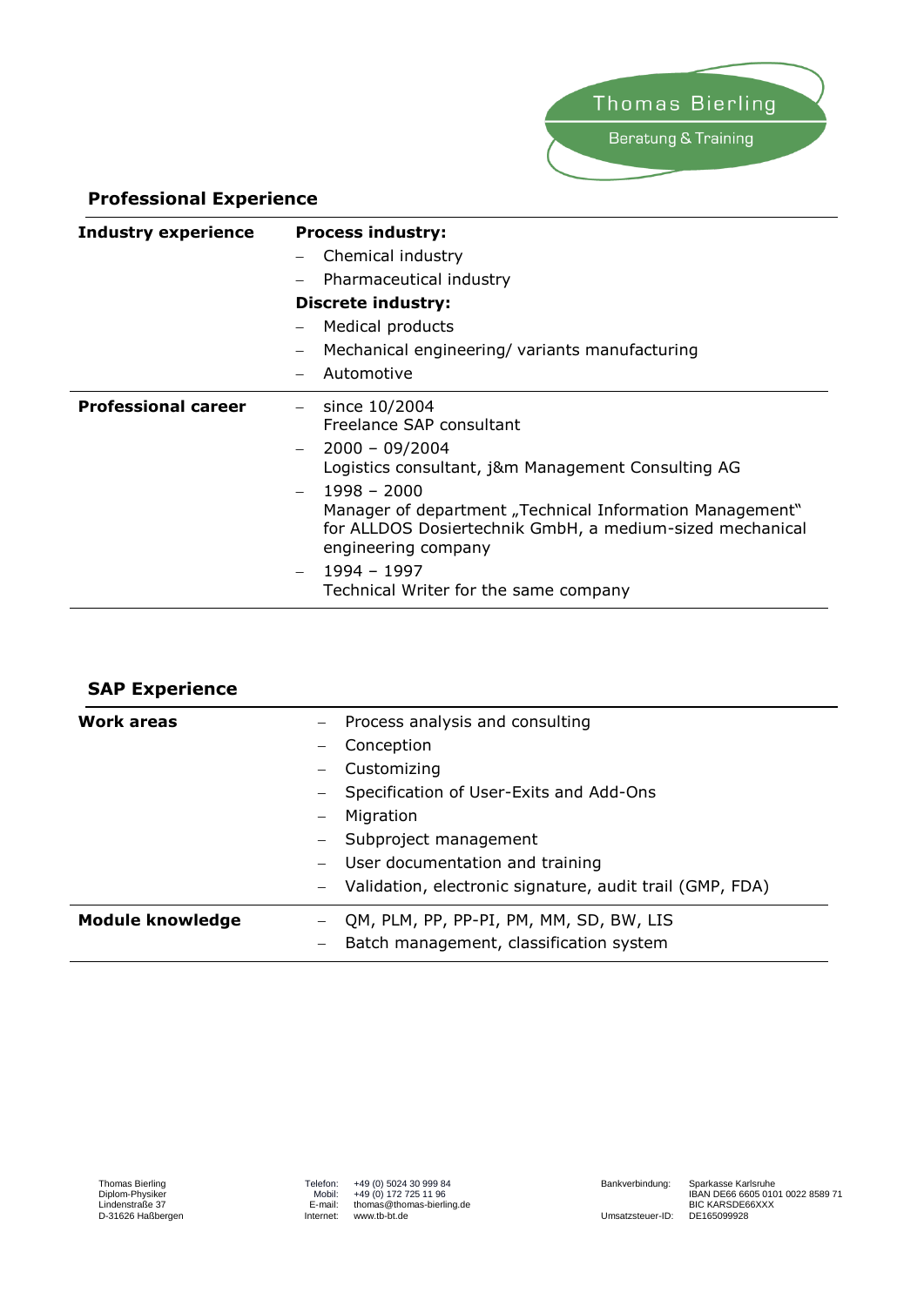## Professional Experience

| | |
|---|---|
| **Industry experience** | **Process industry:**<br>– Chemical industry<br>– Pharmaceutical industry<br>**Discrete industry:**<br>– Medical products<br>– Mechanical engineering/ variants manufacturing<br>– Automotive |
| **Professional career** | – since 10/2004<br>Freelance SAP consultant<br>– 2000 – 09/2004<br>Logistics consultant, j&m Management Consulting AG<br>– 1998 – 2000<br>Manager of department „Technical Information Management" for ALLDOS Dosiertechnik GmbH, a medium-sized mechanical engineering company<br>– 1994 – 1997<br>Technical Writer for the same company |

## SAP Experience

| | |
|---|---|
| **Work areas** | – Process analysis and consulting<br>– Conception<br>– Customizing<br>– Specification of User-Exits and Add-Ons<br>– Migration<br>– Subproject management<br>– User documentation and training<br>– Validation, electronic signature, audit trail (GMP, FDA) |
| **Module knowledge** | – QM, PLM, PP, PP-PI, PM, MM, SD, BW, LIS<br>– Batch management, classification system |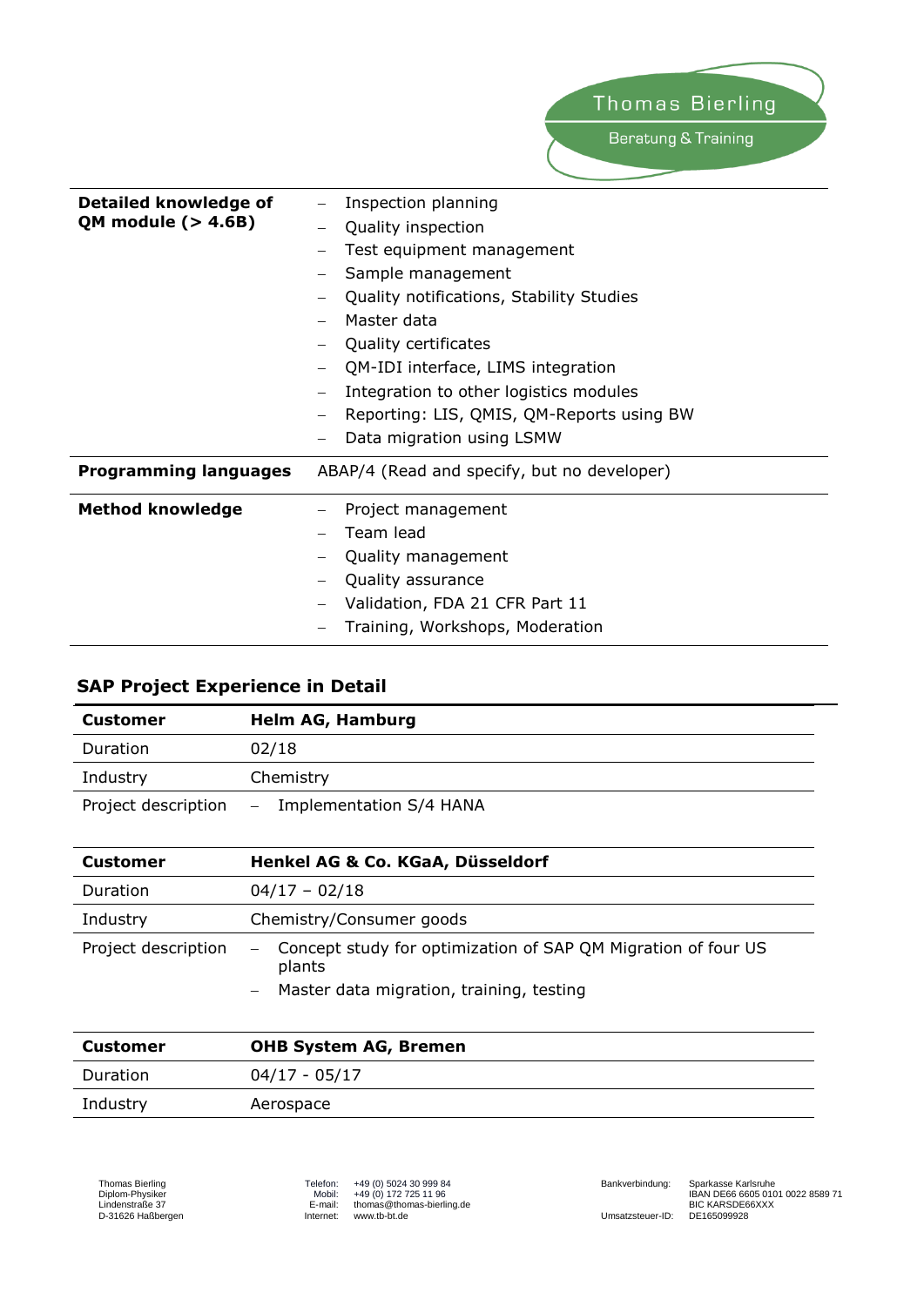| | |
|---|---|
| **Detailed knowledge of QM module (> 4.6B)** | – Inspection planning<br>– Quality inspection<br>– Test equipment management<br>– Sample management<br>– Quality notifications, Stability Studies<br>– Master data<br>– Quality certificates<br>– QM-IDI interface, LIMS integration<br>– Integration to other logistics modules<br>– Reporting: LIS, QMIS, QM-Reports using BW<br>– Data migration using LSMW |
| **Programming languages** | ABAP/4 (Read and specify, but no developer) |
| **Method knowledge** | – Project management<br>– Team lead<br>– Quality management<br>– Quality assurance<br>– Validation, FDA 21 CFR Part 11<br>– Training, Workshops, Moderation |

## SAP Project Experience in Detail

| **Customer** | **Helm AG, Hamburg** |
|---|---|
| Duration | 02/18 |
| Industry | Chemistry |
| Project description | – Implementation S/4 HANA |

| **Customer** | **Henkel AG & Co. KGaA, Düsseldorf** |
|---|---|
| Duration | 04/17 – 02/18 |
| Industry | Chemistry/Consumer goods |
| Project description | – Concept study for optimization of SAP QM Migration of four US plants<br>– Master data migration, training, testing |

| **Customer** | **OHB System AG, Bremen** |
|---|---|
| Duration | 04/17 - 05/17 |
| Industry | Aerospace |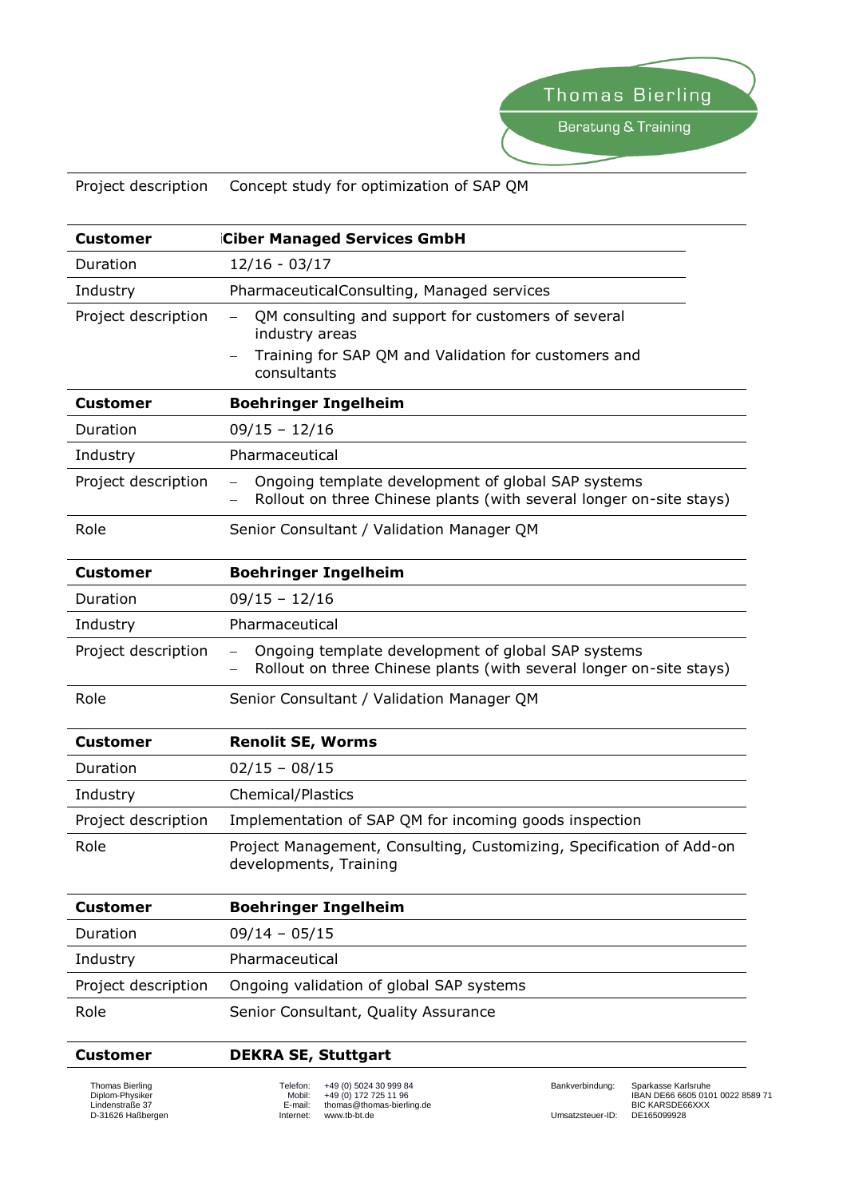| Project description | Concept study for optimization of SAP QM |
|---|---|

| **Customer** | **Ciber Managed Services GmbH** |
|---|---|
| Duration | 12/16 - 03/17 |
| Industry | PharmaceuticalConsulting, Managed services |
| Project description | – QM consulting and support for customers of several industry areas<br>– Training for SAP QM and Validation for customers and consultants |

| **Customer** | **Boehringer Ingelheim** |
|---|---|
| Duration | 09/15 – 12/16 |
| Industry | Pharmaceutical |
| Project description | – Ongoing template development of global SAP systems<br>– Rollout on three Chinese plants (with several longer on-site stays) |
| Role | Senior Consultant / Validation Manager QM |

| **Customer** | **Boehringer Ingelheim** |
|---|---|
| Duration | 09/15 – 12/16 |
| Industry | Pharmaceutical |
| Project description | – Ongoing template development of global SAP systems<br>– Rollout on three Chinese plants (with several longer on-site stays) |
| Role | Senior Consultant / Validation Manager QM |

| **Customer** | **Renolit SE, Worms** |
|---|---|
| Duration | 02/15 – 08/15 |
| Industry | Chemical/Plastics |
| Project description | Implementation of SAP QM for incoming goods inspection |
| Role | Project Management, Consulting, Customizing, Specification of Add-on developments, Training |

| **Customer** | **Boehringer Ingelheim** |
|---|---|
| Duration | 09/14 – 05/15 |
| Industry | Pharmaceutical |
| Project description | Ongoing validation of global SAP systems |
| Role | Senior Consultant, Quality Assurance |

| **Customer** | **DEKRA SE, Stuttgart** |
|---|---|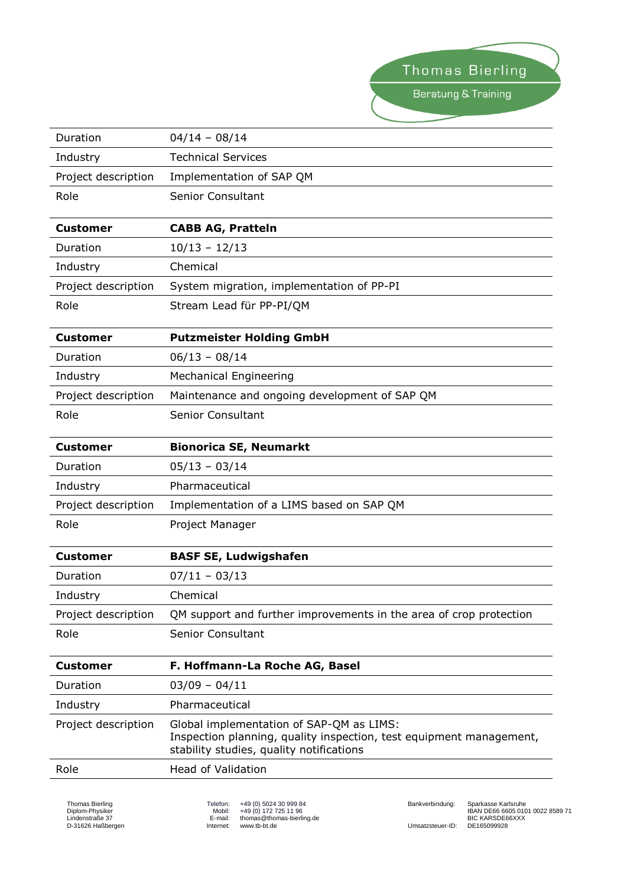| | |
|---|---|
| Duration | 04/14 – 08/14 |
| Industry | Technical Services |
| Project description | Implementation of SAP QM |
| Role | Senior Consultant |

| **Customer** | **CABB AG, Pratteln** |
|---|---|
| Duration | 10/13 – 12/13 |
| Industry | Chemical |
| Project description | System migration, implementation of PP-PI |
| Role | Stream Lead für PP-PI/QM |

| **Customer** | **Putzmeister Holding GmbH** |
|---|---|
| Duration | 06/13 – 08/14 |
| Industry | Mechanical Engineering |
| Project description | Maintenance and ongoing development of SAP QM |
| Role | Senior Consultant |

| **Customer** | **Bionorica SE, Neumarkt** |
|---|---|
| Duration | 05/13 – 03/14 |
| Industry | Pharmaceutical |
| Project description | Implementation of a LIMS based on SAP QM |
| Role | Project Manager |

| **Customer** | **BASF SE, Ludwigshafen** |
|---|---|
| Duration | 07/11 – 03/13 |
| Industry | Chemical |
| Project description | QM support and further improvements in the area of crop protection |
| Role | Senior Consultant |

| **Customer** | **F. Hoffmann-La Roche AG, Basel** |
|---|---|
| Duration | 03/09 – 04/11 |
| Industry | Pharmaceutical |
| Project description | Global implementation of SAP-QM as LIMS: Inspection planning, quality inspection, test equipment management, stability studies, quality notifications |
| Role | Head of Validation |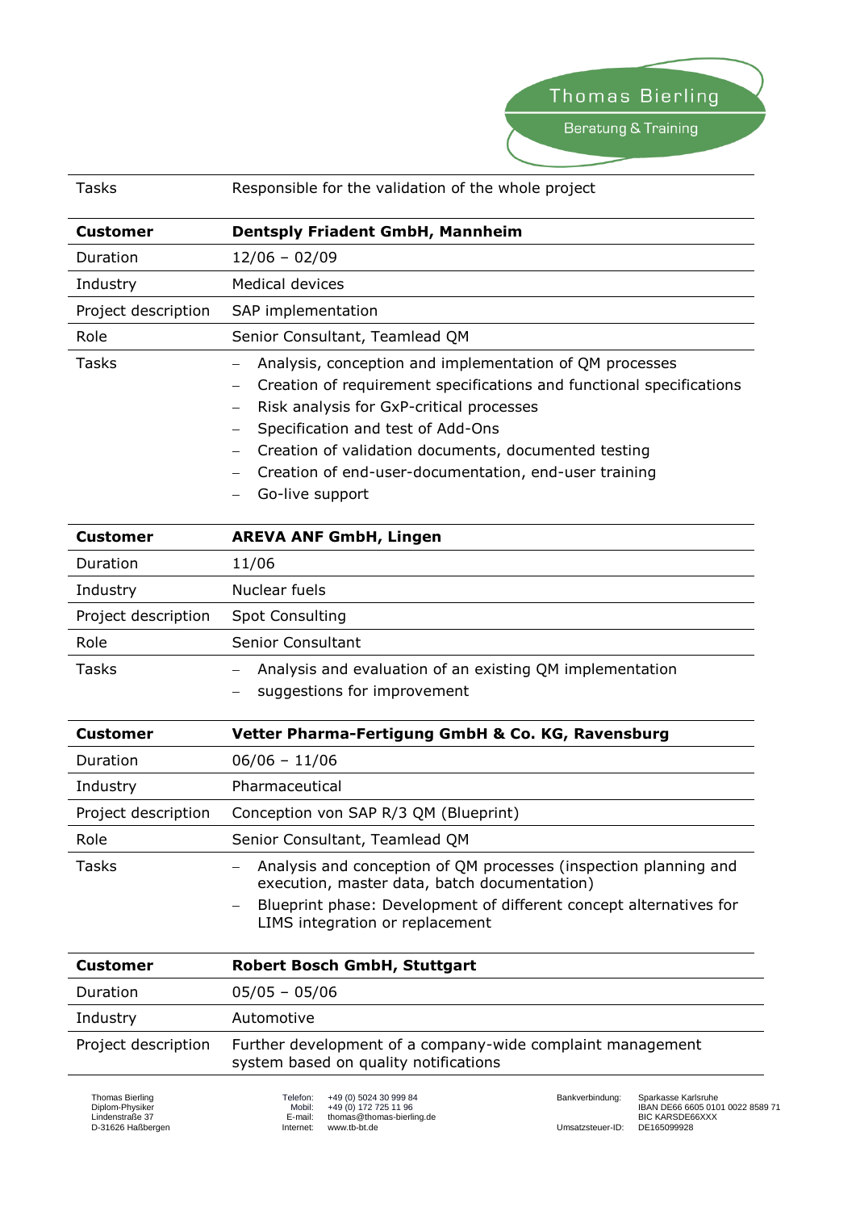| Tasks | Responsible for the validation of the whole project |
|---|---|

| **Customer** | **Dentsply Friadent GmbH, Mannheim** |
|---|---|
| Duration | 12/06 – 02/09 |
| Industry | Medical devices |
| Project description | SAP implementation |
| Role | Senior Consultant, Teamlead QM |
| Tasks | – Analysis, conception and implementation of QM processes<br>– Creation of requirement specifications and functional specifications<br>– Risk analysis for GxP-critical processes<br>– Specification and test of Add-Ons<br>– Creation of validation documents, documented testing<br>– Creation of end-user-documentation, end-user training<br>– Go-live support |

| **Customer** | **AREVA ANF GmbH, Lingen** |
|---|---|
| Duration | 11/06 |
| Industry | Nuclear fuels |
| Project description | Spot Consulting |
| Role | Senior Consultant |
| Tasks | – Analysis and evaluation of an existing QM implementation<br>– suggestions for improvement |

| **Customer** | **Vetter Pharma-Fertigung GmbH & Co. KG, Ravensburg** |
|---|---|
| Duration | 06/06 – 11/06 |
| Industry | Pharmaceutical |
| Project description | Conception von SAP R/3 QM (Blueprint) |
| Role | Senior Consultant, Teamlead QM |
| Tasks | – Analysis and conception of QM processes (inspection planning and execution, master data, batch documentation)<br>– Blueprint phase: Development of different concept alternatives for LIMS integration or replacement |

| **Customer** | **Robert Bosch GmbH, Stuttgart** |
|---|---|
| Duration | 05/05 – 05/06 |
| Industry | Automotive |
| Project description | Further development of a company-wide complaint management system based on quality notifications |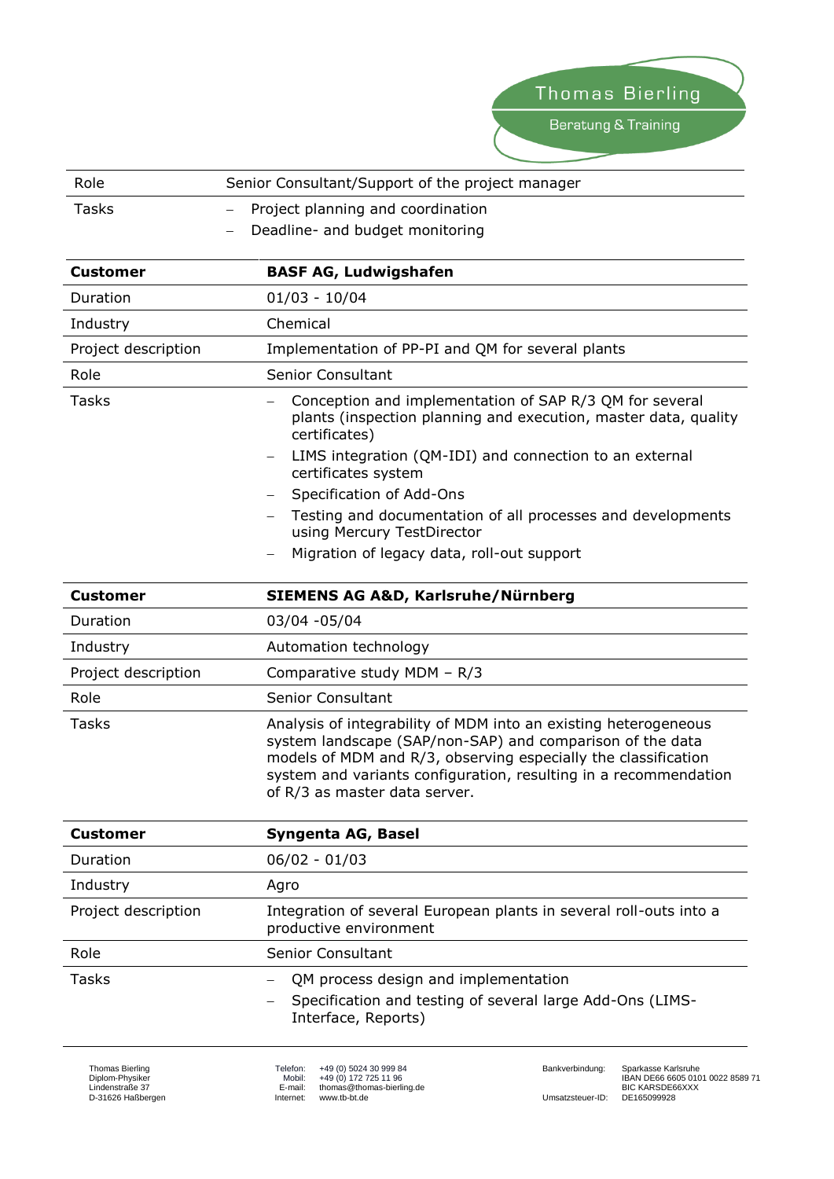| | |
|---|---|
| Role | Senior Consultant/Support of the project manager |
| Tasks | – Project planning and coordination<br>– Deadline- and budget monitoring |

| **Customer** | **BASF AG, Ludwigshafen** |
|---|---|
| Duration | 01/03 - 10/04 |
| Industry | Chemical |
| Project description | Implementation of PP-PI and QM for several plants |
| Role | Senior Consultant |
| Tasks | – Conception and implementation of SAP R/3 QM for several plants (inspection planning and execution, master data, quality certificates)<br>– LIMS integration (QM-IDI) and connection to an external certificates system<br>– Specification of Add-Ons<br>– Testing and documentation of all processes and developments using Mercury TestDirector<br>– Migration of legacy data, roll-out support |

| **Customer** | **SIEMENS AG A&D, Karlsruhe/Nürnberg** |
|---|---|
| Duration | 03/04 -05/04 |
| Industry | Automation technology |
| Project description | Comparative study MDM – R/3 |
| Role | Senior Consultant |
| Tasks | Analysis of integrability of MDM into an existing heterogeneous system landscape (SAP/non-SAP) and comparison of the data models of MDM and R/3, observing especially the classification system and variants configuration, resulting in a recommendation of R/3 as master data server. |

| **Customer** | **Syngenta AG, Basel** |
|---|---|
| Duration | 06/02 - 01/03 |
| Industry | Agro |
| Project description | Integration of several European plants in several roll-outs into a productive environment |
| Role | Senior Consultant |
| Tasks | – QM process design and implementation<br>– Specification and testing of several large Add-Ons (LIMS-Interface, Reports) |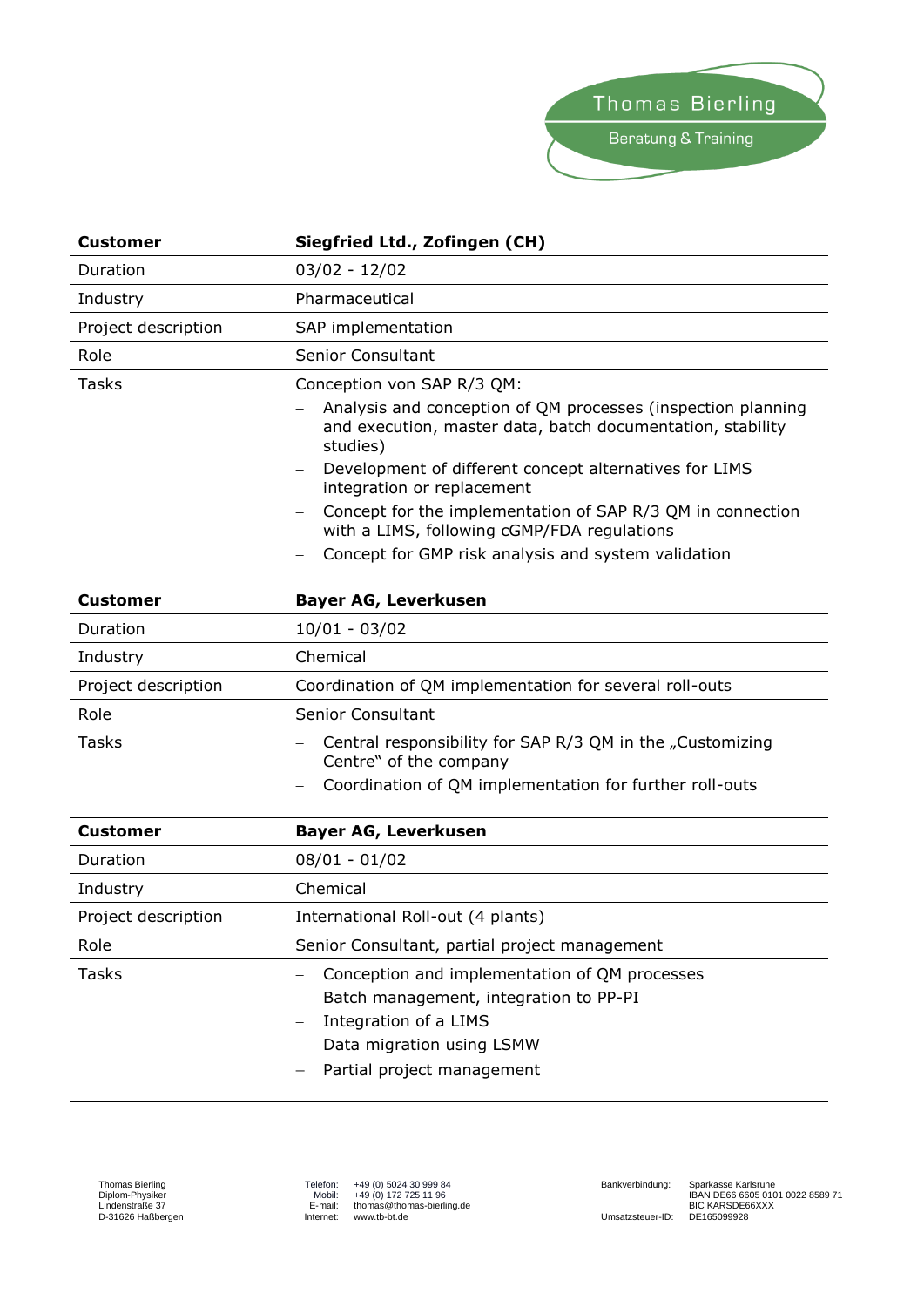| Customer | Siegfried Ltd., Zofingen (CH) |
|---|---|
| Duration | 03/02 - 12/02 |
| Industry | Pharmaceutical |
| Project description | SAP implementation |
| Role | Senior Consultant |
| Tasks | Conception von SAP R/3 QM:<br>– Analysis and conception of QM processes (inspection planning and execution, master data, batch documentation, stability studies)<br>– Development of different concept alternatives for LIMS integration or replacement<br>– Concept for the implementation of SAP R/3 QM in connection with a LIMS, following cGMP/FDA regulations<br>– Concept for GMP risk analysis and system validation |

| Customer | Bayer AG, Leverkusen |
|---|---|
| Duration | 10/01 - 03/02 |
| Industry | Chemical |
| Project description | Coordination of QM implementation for several roll-outs |
| Role | Senior Consultant |
| Tasks | – Central responsibility for SAP R/3 QM in the „Customizing Centre" of the company<br>– Coordination of QM implementation for further roll-outs |

| Customer | Bayer AG, Leverkusen |
|---|---|
| Duration | 08/01 - 01/02 |
| Industry | Chemical |
| Project description | International Roll-out (4 plants) |
| Role | Senior Consultant, partial project management |
| Tasks | – Conception and implementation of QM processes<br>– Batch management, integration to PP-PI<br>– Integration of a LIMS<br>– Data migration using LSMW<br>– Partial project management |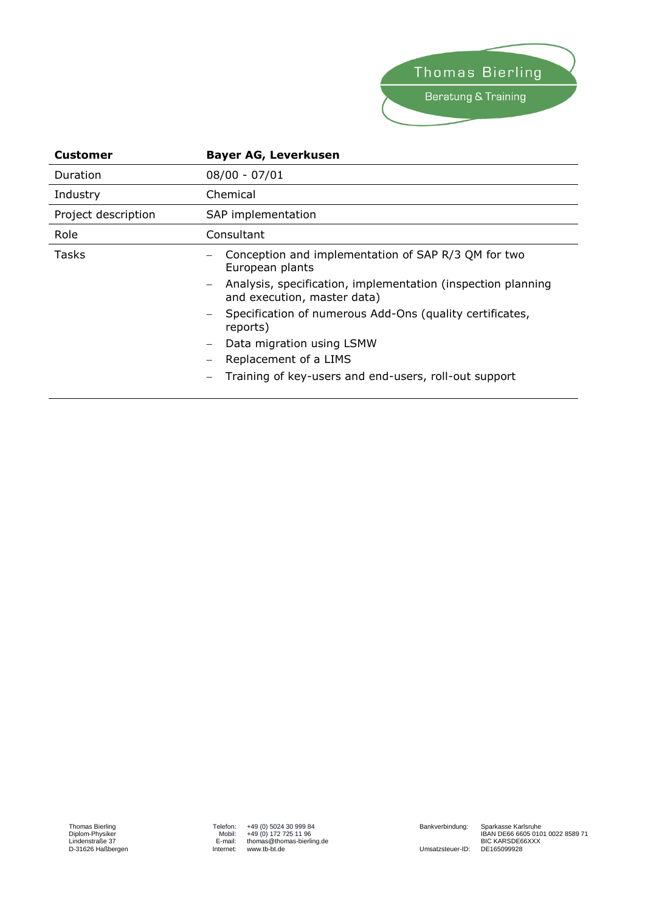| Customer | Bayer AG, Leverkusen |
|---|---|
| Duration | 08/00 - 07/01 |
| Industry | Chemical |
| Project description | SAP implementation |
| Role | Consultant |
| Tasks | – Conception and implementation of SAP R/3 QM for two European plants<br>– Analysis, specification, implementation (inspection planning and execution, master data)<br>– Specification of numerous Add-Ons (quality certificates, reports)<br>– Data migration using LSMW<br>– Replacement of a LIMS<br>– Training of key-users and end-users, roll-out support |